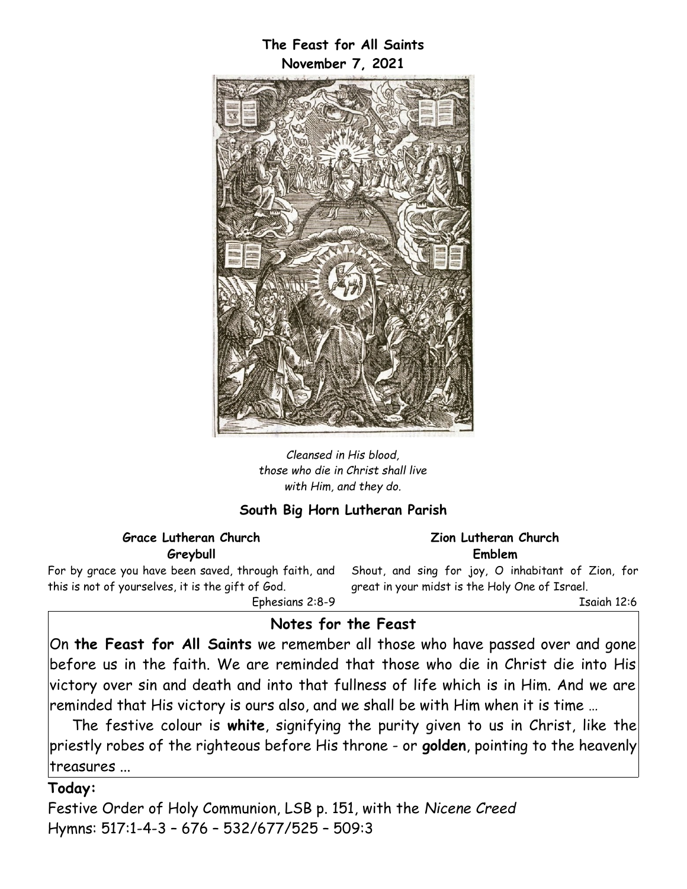# The Feast for All Saints

**November 7, 2021**

*Cleansed in His blood,*
*those who die in Christ shall live*
*with Him, and they do.*

## South Big Horn Lutheran Parish

**Grace Lutheran Church**
**Greybull**

For by grace you have been saved, through faith, and this is not of yourselves, it is the gift of God.

Ephesians 2:8-9

**Zion Lutheran Church**
**Emblem**

Shout, and sing for joy, O inhabitant of Zion, for great in your midst is the Holy One of Israel.

Isaiah 12:6

## Notes for the Feast

On **the Feast for All Saints** we remember all those who have passed over and gone before us in the faith. We are reminded that those who die in Christ die into His victory over sin and death and into that fullness of life which is in Him. And we are reminded that His victory is ours also, and we shall be with Him when it is time …

The festive colour is **white**, signifying the purity given to us in Christ, like the priestly robes of the righteous before His throne - or **golden**, pointing to the heavenly treasures ...

**Today:**

Festive Order of Holy Communion, LSB p. 151, with the *Nicene Creed*
Hymns: 517:1-4-3 – 676 – 532/677/525 – 509:3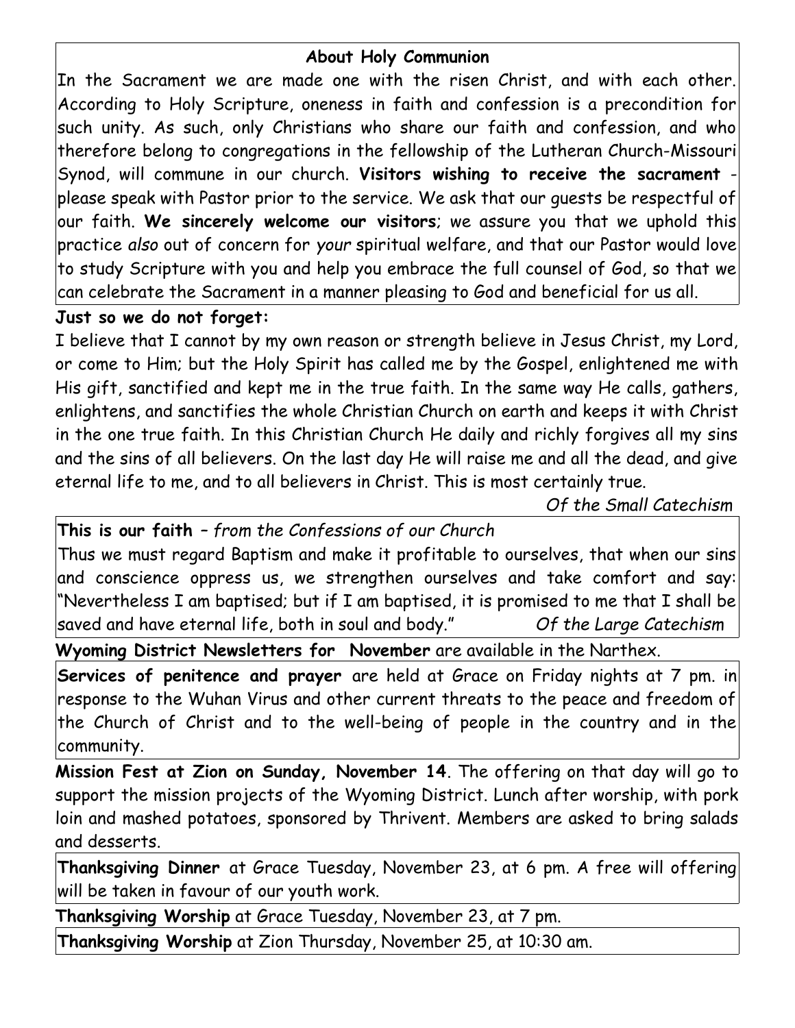## About Holy Communion

In the Sacrament we are made one with the risen Christ, and with each other. According to Holy Scripture, oneness in faith and confession is a precondition for such unity. As such, only Christians who share our faith and confession, and who therefore belong to congregations in the fellowship of the Lutheran Church-Missouri Synod, will commune in our church. **Visitors wishing to receive the sacrament** - please speak with Pastor prior to the service. We ask that our guests be respectful of our faith. **We sincerely welcome our visitors**; we assure you that we uphold this practice *also* out of concern for *your* spiritual welfare, and that our Pastor would love to study Scripture with you and help you embrace the full counsel of God, so that we can celebrate the Sacrament in a manner pleasing to God and beneficial for us all.

**Just so we do not forget:**

I believe that I cannot by my own reason or strength believe in Jesus Christ, my Lord, or come to Him; but the Holy Spirit has called me by the Gospel, enlightened me with His gift, sanctified and kept me in the true faith. In the same way He calls, gathers, enlightens, and sanctifies the whole Christian Church on earth and keeps it with Christ in the one true faith. In this Christian Church He daily and richly forgives all my sins and the sins of all believers. On the last day He will raise me and all the dead, and give eternal life to me, and to all believers in Christ. This is most certainly true.

*Of the Small Catechism*

**This is our faith** – *from the Confessions of our Church*

Thus we must regard Baptism and make it profitable to ourselves, that when our sins and conscience oppress us, we strengthen ourselves and take comfort and say: "Nevertheless I am baptised; but if I am baptised, it is promised to me that I shall be saved and have eternal life, both in soul and body." *Of the Large Catechism*

**Wyoming District Newsletters for November** are available in the Narthex.

**Services of penitence and prayer** are held at Grace on Friday nights at 7 pm. in response to the Wuhan Virus and other current threats to the peace and freedom of the Church of Christ and to the well-being of people in the country and in the community.

**Mission Fest at Zion on Sunday, November 14**. The offering on that day will go to support the mission projects of the Wyoming District. Lunch after worship, with pork loin and mashed potatoes, sponsored by Thrivent. Members are asked to bring salads and desserts.

**Thanksgiving Dinner** at Grace Tuesday, November 23, at 6 pm. A free will offering will be taken in favour of our youth work.

**Thanksgiving Worship** at Grace Tuesday, November 23, at 7 pm.

**Thanksgiving Worship** at Zion Thursday, November 25, at 10:30 am.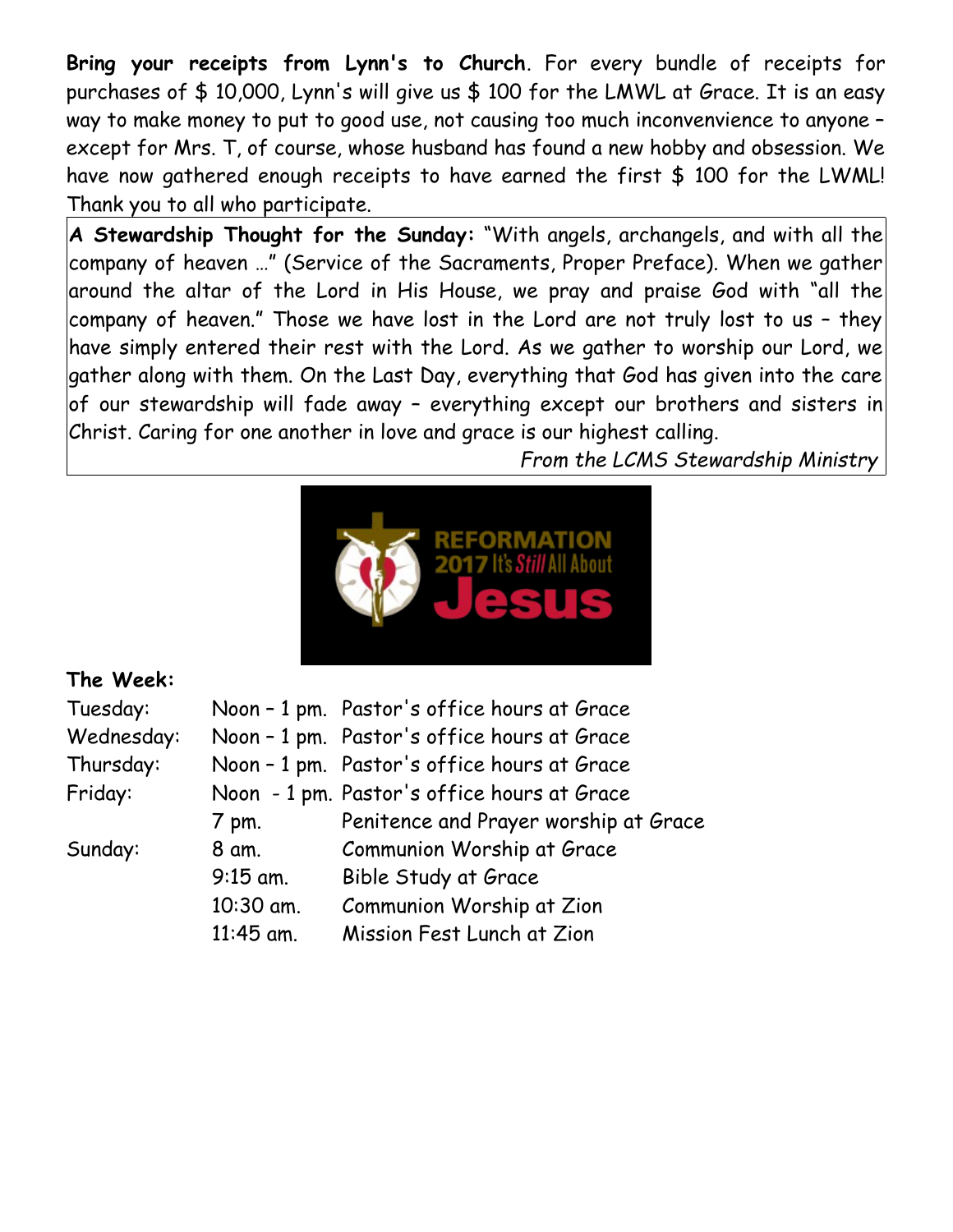**Bring your receipts from Lynn's to Church**. For every bundle of receipts for purchases of $ 10,000, Lynn's will give us $ 100 for the LMWL at Grace. It is an easy way to make money to put to good use, not causing too much inconvenvience to anyone – except for Mrs. T, of course, whose husband has found a new hobby and obsession. We have now gathered enough receipts to have earned the first $ 100 for the LWML! Thank you to all who participate.

**A Stewardship Thought for the Sunday:** "With angels, archangels, and with all the company of heaven …" (Service of the Sacraments, Proper Preface). When we gather around the altar of the Lord in His House, we pray and praise God with "all the company of heaven." Those we have lost in the Lord are not truly lost to us – they have simply entered their rest with the Lord. As we gather to worship our Lord, we gather along with them. On the Last Day, everything that God has given into the care of our stewardship will fade away – everything except our brothers and sisters in Christ. Caring for one another in love and grace is our highest calling.

*From the LCMS Stewardship Ministry*

REFORMATION 2017 It's *Still* All About Jesus

**The Week:**

| | | |
|---|---|---|
| Tuesday: | Noon – 1 pm. | Pastor's office hours at Grace |
| Wednesday: | Noon – 1 pm. | Pastor's office hours at Grace |
| Thursday: | Noon – 1 pm. | Pastor's office hours at Grace |
| Friday: | Noon - 1 pm. | Pastor's office hours at Grace |
| | 7 pm. | Penitence and Prayer worship at Grace |
| Sunday: | 8 am. | Communion Worship at Grace |
| | 9:15 am. | Bible Study at Grace |
| | 10:30 am. | Communion Worship at Zion |
| | 11:45 am. | Mission Fest Lunch at Zion |